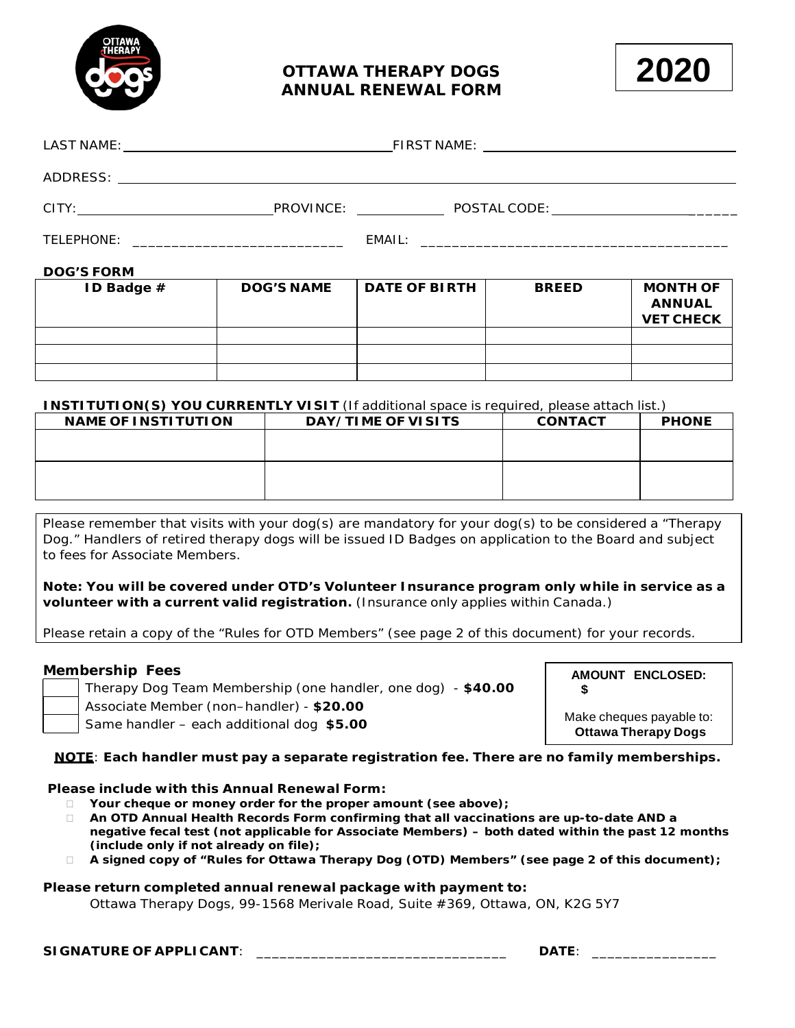# OTTAWA THERAPY DOGS ANNUAL RENEWAL FORM

**2020**

LAST NAME: ______________________________ FIRST NAME: ______________________________

ADDRESS: ____________________________________________________________

CITY: ______________________ PROVINCE: __________ POSTAL CODE: ______________________

TELEPHONE: ___________________________ EMAIL: _______________________________________

**DOG'S FORM**

| ID Badge # | DOG'S NAME | DATE OF BIRTH | BREED | MONTH OF ANNUAL VET CHECK |
|---|---|---|---|---|
| | | | | |
| | | | | |
| | | | | |

**INSTITUTION(S) YOU CURRENTLY VISIT** (If additional space is required, please attach list.)

| NAME OF INSTITUTION | DAY/TIME OF VISITS | CONTACT | PHONE |
|---|---|---|---|
| | | | |
| | | | |

Please remember that visits with your dog(s) are mandatory for your dog(s) to be considered a "Therapy Dog." Handlers of retired therapy dogs will be issued ID Badges on application to the Board and subject to fees for Associate Members.

**Note: You will be covered under OTD's Volunteer Insurance program only while in service as a volunteer with a current valid registration.** (Insurance only applies within Canada.)

Please retain a copy of the "Rules for OTD Members" (see page 2 of this document) for your records.

**Membership Fees**

- ☐ Therapy Dog Team Membership (one handler, one dog) - **$40.00**
- ☐ Associate Member (non–handler) - **$20.00**
- ☐ Same handler – each additional dog **$5.00**

**AMOUNT ENCLOSED:**
**$**

Make cheques payable to:
**Ottawa Therapy Dogs**

**NOTE: Each handler must pay a separate registration fee. There are no family memberships.**

**Please include with this Annual Renewal Form:**

- ☐ **Your cheque or money order for the proper amount (see above);**
- ☐ **An OTD Annual Health Records Form confirming that all vaccinations are up-to-date AND a negative fecal test (not applicable for Associate Members) – both dated within the past 12 months (include only if not already on file);**
- ☐ **A signed copy of "Rules for Ottawa Therapy Dog (OTD) Members" (see page 2 of this document);**

**Please return completed annual renewal package with payment to:**

Ottawa Therapy Dogs, 99-1568 Merivale Road, Suite #369, Ottawa, ON, K2G 5Y7

**SIGNATURE OF APPLICANT**: _______________________________ **DATE**: _______________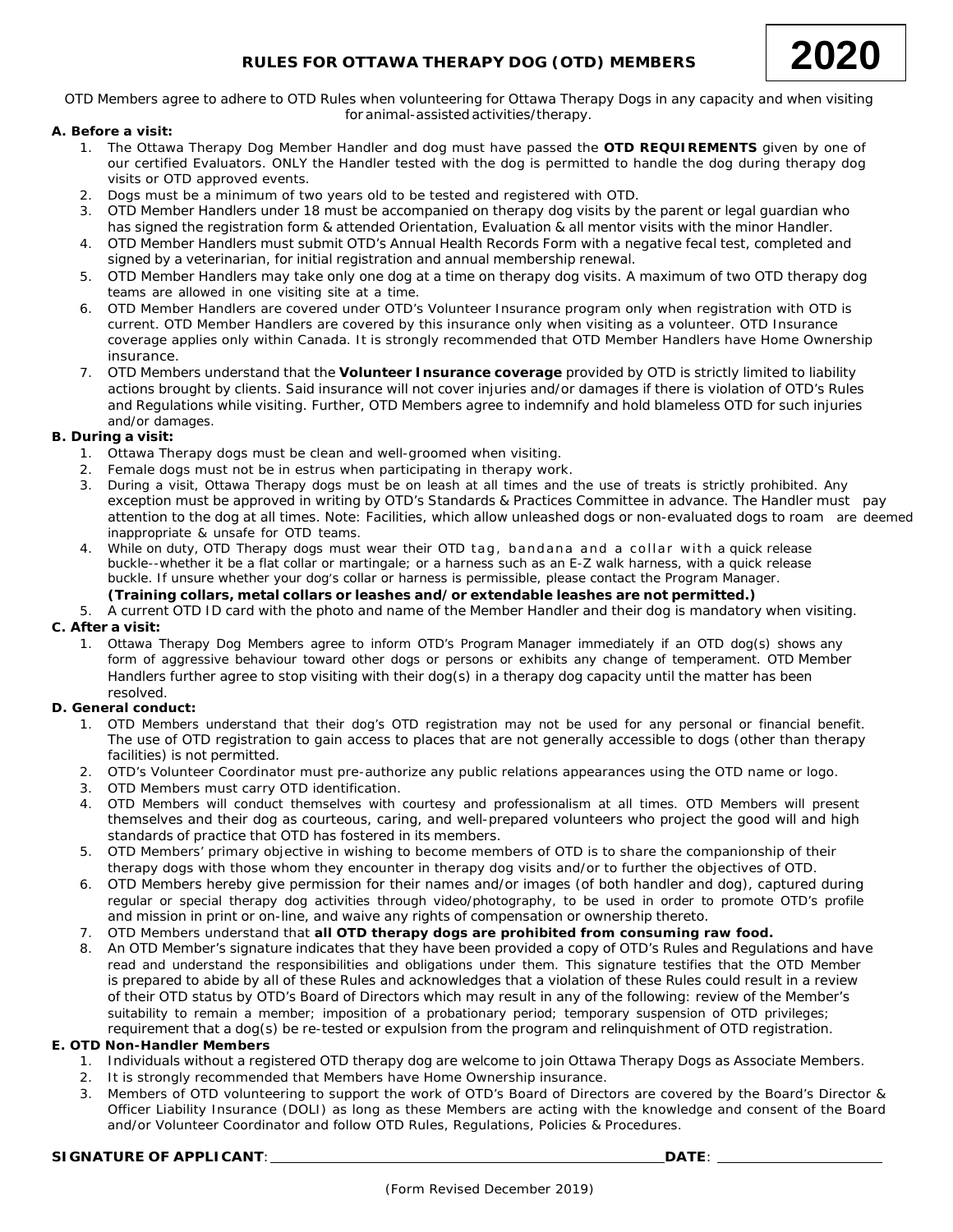# RULES FOR OTTAWA THERAPY DOG (OTD) MEMBERS

**2020**

OTD Members agree to adhere to OTD Rules when volunteering for Ottawa Therapy Dogs in any capacity and when visiting for animal-assisted activities/therapy.

**A. Before a visit:**

1. The Ottawa Therapy Dog Member Handler and dog must have passed the **OTD REQUIREMENTS** given by one of our certified Evaluators. ONLY the Handler tested with the dog is permitted to handle the dog during therapy dog visits or OTD approved events.
2. Dogs must be a minimum of two years old to be tested and registered with OTD.
3. OTD Member Handlers under 18 must be accompanied on therapy dog visits by the parent or legal guardian who has signed the registration form & attended Orientation, Evaluation & all mentor visits with the minor Handler.
4. OTD Member Handlers must submit OTD's Annual Health Records Form with a negative fecal test, completed and signed by a veterinarian, for initial registration and annual membership renewal.
5. OTD Member Handlers may take only one dog at a time on therapy dog visits. A maximum of two OTD therapy dog teams are allowed in one visiting site at a time.
6. OTD Member Handlers are covered under OTD's Volunteer Insurance program only when registration with OTD is current. OTD Member Handlers are covered by this insurance only when visiting as a volunteer. OTD Insurance coverage applies only within Canada. It is strongly recommended that OTD Member Handlers have Home Ownership insurance.
7. OTD Members understand that the **Volunteer Insurance coverage** provided by OTD is strictly limited to liability actions brought by clients. Said insurance will not cover injuries and/or damages if there is violation of OTD's Rules and Regulations while visiting. Further, OTD Members agree to indemnify and hold blameless OTD for such injuries and/or damages.

**B. During a visit:**

1. Ottawa Therapy dogs must be clean and well-groomed when visiting.
2. Female dogs must not be in estrus when participating in therapy work.
3. During a visit, Ottawa Therapy dogs must be on leash at all times and the use of treats is strictly prohibited. Any exception must be approved in writing by OTD's Standards & Practices Committee in advance. The Handler must pay attention to the dog at all times. Note: Facilities, which allow unleashed dogs or non-evaluated dogs to roam are deemed inappropriate & unsafe for OTD teams.
4. While on duty, OTD Therapy dogs must wear their OTD tag, bandana and a collar with a quick release buckle--whether it be a flat collar or martingale; or a harness such as an E-Z walk harness, with a quick release buckle. If unsure whether your dog's collar or harness is permissible, please contact the Program Manager.
   **(Training collars, metal collars or leashes and/or extendable leashes are not permitted.)**
5. A current OTD ID card with the photo and name of the Member Handler and their dog is mandatory when visiting.

**C. After a visit:**

1. Ottawa Therapy Dog Members agree to inform OTD's Program Manager immediately if an OTD dog(s) shows any form of aggressive behaviour toward other dogs or persons or exhibits any change of temperament. OTD Member Handlers further agree to stop visiting with their dog(s) in a therapy dog capacity until the matter has been resolved.

**D. General conduct:**

1. OTD Members understand that their dog's OTD registration may not be used for any personal or financial benefit. The use of OTD registration to gain access to places that are not generally accessible to dogs (other than therapy facilities) is not permitted.
2. OTD's Volunteer Coordinator must pre-authorize any public relations appearances using the OTD name or logo.
3. OTD Members must carry OTD identification.
4. OTD Members will conduct themselves with courtesy and professionalism at all times. OTD Members will present themselves and their dog as courteous, caring, and well-prepared volunteers who project the good will and high standards of practice that OTD has fostered in its members.
5. OTD Members' primary objective in wishing to become members of OTD is to share the companionship of their therapy dogs with those whom they encounter in therapy dog visits and/or to further the objectives of OTD.
6. OTD Members hereby give permission for their names and/or images (of both handler and dog), captured during regular or special therapy dog activities through video/photography, to be used in order to promote OTD's profile and mission in print or on-line, and waive any rights of compensation or ownership thereto.
7. OTD Members understand that **all OTD therapy dogs are prohibited from consuming raw food.**
8. An OTD Member's signature indicates that they have been provided a copy of OTD's Rules and Regulations and have read and understand the responsibilities and obligations under them. This signature testifies that the OTD Member is prepared to abide by all of these Rules and acknowledges that a violation of these Rules could result in a review of their OTD status by OTD's Board of Directors which may result in any of the following: review of the Member's suitability to remain a member; imposition of a probationary period; temporary suspension of OTD privileges; requirement that a dog(s) be re-tested or expulsion from the program and relinquishment of OTD registration.

**E. OTD Non-Handler Members**

1. Individuals without a registered OTD therapy dog are welcome to join Ottawa Therapy Dogs as Associate Members.
2. It is strongly recommended that Members have Home Ownership insurance.
3. Members of OTD volunteering to support the work of OTD's Board of Directors are covered by the Board's Director & Officer Liability Insurance (DOLI) as long as these Members are acting with the knowledge and consent of the Board and/or Volunteer Coordinator and follow OTD Rules, Regulations, Policies & Procedures.

**SIGNATURE OF APPLICANT**: ______________________________ **DATE**: ______________

(Form Revised December 2019)